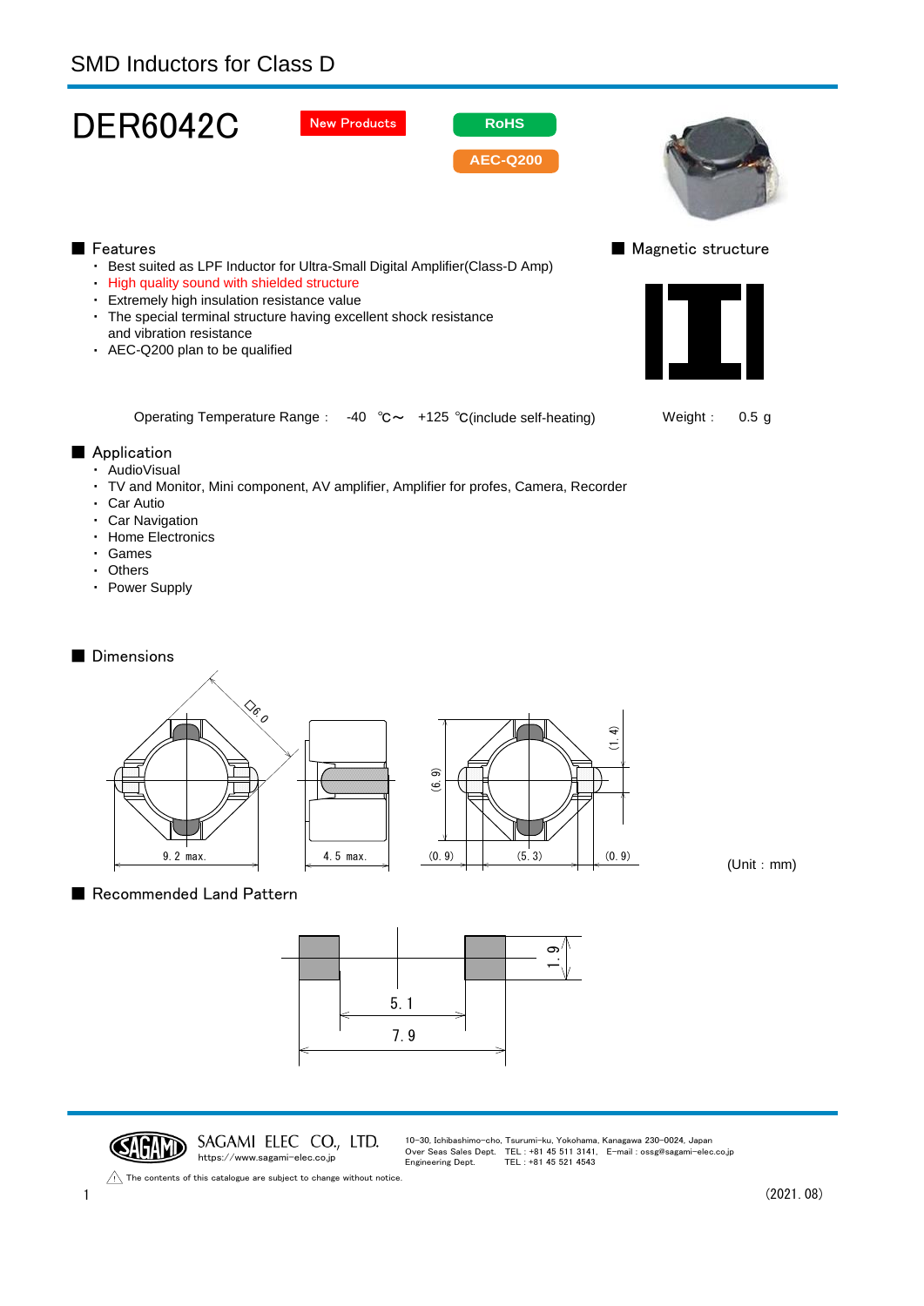SMD Inductors for Class D

# DER6042C

New Products

RoHS

AEC-Q200

## Features

- Best suited as LPF Inductor for Ultra-Small Digital Amplifier(Class-D Amp)
- High quality sound with shielded structure
- Extremely high insulation resistance value
- The special terminal structure having excellent shock resistance and vibration resistance
- AEC-Q200 plan to be qualified

## Magnetic structure

Operating Temperature Range : -40 ℃～ +125 ℃(include self-heating)

Weight : 0.5 g

## Application

- AudioVisual
- TV and Monitor, Mini component, AV amplifier, Amplifier for profes, Camera, Recorder
- Car Autio
- Car Navigation
- Home Electronics
- Games
- Others
- Power Supply

## Dimensions

□6.0

9.2 max.

4.5 max.

(6.9)

(1.4)

(0.9) (5.3) (0.9)

(Unit : mm)

## Recommended Land Pattern

1.9

5.1

7.9

SAGAMI ELEC CO., LTD.
https://www.sagami-elec.co.jp

10-30, Ichibashimo-cho, Tsurumi-ku, Yokohama, Kanagawa 230-0024, Japan
Over Seas Sales Dept. TEL : +81 45 511 3141, E-mail : ossg@sagami-elec.co.jp
Engineering Dept. TEL : +81 45 521 4543

⚠ The contents of this catalogue are subject to change without notice.

(2021. 08)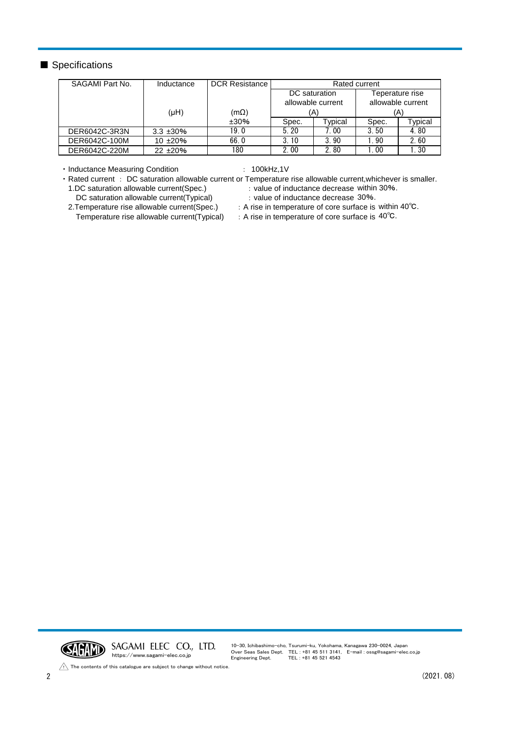## ■ Specifications

| SAGAMI Part No. | Inductance (μH) | DCR Resistance (mΩ) ±30% | Rated current | | | |
|---|---|---|---|---|---|---|
| | | | DC saturation allowable current (A) | | Teperature rise allowable current (A) | |
| | | | Spec. | Typical | Spec. | Typical |
| DER6042C-3R3N | 3.3 ±30% | 19.0 | 5.20 | 7.00 | 3.50 | 4.80 |
| DER6042C-100M | 10 ±20% | 66.0 | 3.10 | 3.90 | 1.90 | 2.60 |
| DER6042C-220M | 22 ±20% | 180 | 2.00 | 2.80 | 1.00 | 1.30 |

・Inductance Measuring Condition　：100kHz,1V

・Rated current ： DC saturation allowable current or Temperature rise allowable current,whichever is smaller.

1.DC saturation allowable current(Spec.)　：value of inductance decrease within 30%.

DC saturation allowable current(Typical)　：value of inductance decrease 30%.

2.Temperature rise allowable current(Spec.)　：A rise in temperature of core surface is within 40℃.

Temperature rise allowable current(Typical)　：A rise in temperature of core surface is 40℃.

SAGAMI ELEC CO., LTD.
https://www.sagami-elec.co.jp

10-30, Ichibashimo-cho, Tsurumi-ku, Yokohama, Kanagawa 230-0024, Japan
Over Seas Sales Dept. TEL : +81 45 511 3141, E-mail : ossg@sagami-elec.co.jp
Engineering Dept. TEL : +81 45 521 4543

⚠ The contents of this catalogue are subject to change without notice.

(2021.08)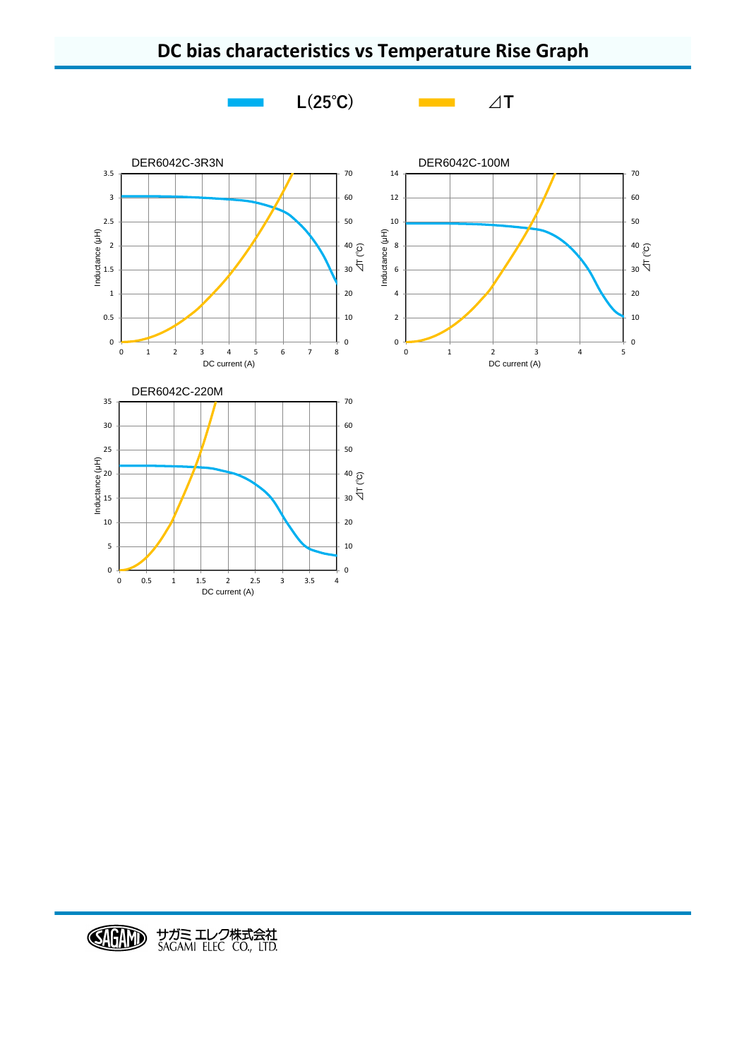# DC bias characteristics vs Temperature Rise Graph

L(25℃)　　⊿T

DER6042C-3R3N

Inductance (μH): 0, 0.5, 1, 1.5, 2, 2.5, 3, 3.5

⊿T (℃): 0, 10, 20, 30, 40, 50, 60, 70

DC current (A): 0, 1, 2, 3, 4, 5, 6, 7, 8

DER6042C-100M

Inductance (μH): 0, 2, 4, 6, 8, 10, 12, 14

⊿T (℃): 0, 10, 20, 30, 40, 50, 60, 70

DC current (A): 0, 1, 2, 3, 4, 5

DER6042C-220M

Inductance (μH): 0, 5, 10, 15, 20, 25, 30, 35

⊿T (℃): 0, 10, 20, 30, 40, 50, 60, 70

DC current (A): 0, 0.5, 1, 1.5, 2, 2.5, 3, 3.5, 4

SAGAMI サガミ エレク株式会社 SAGAMI ELEC CO., LTD.